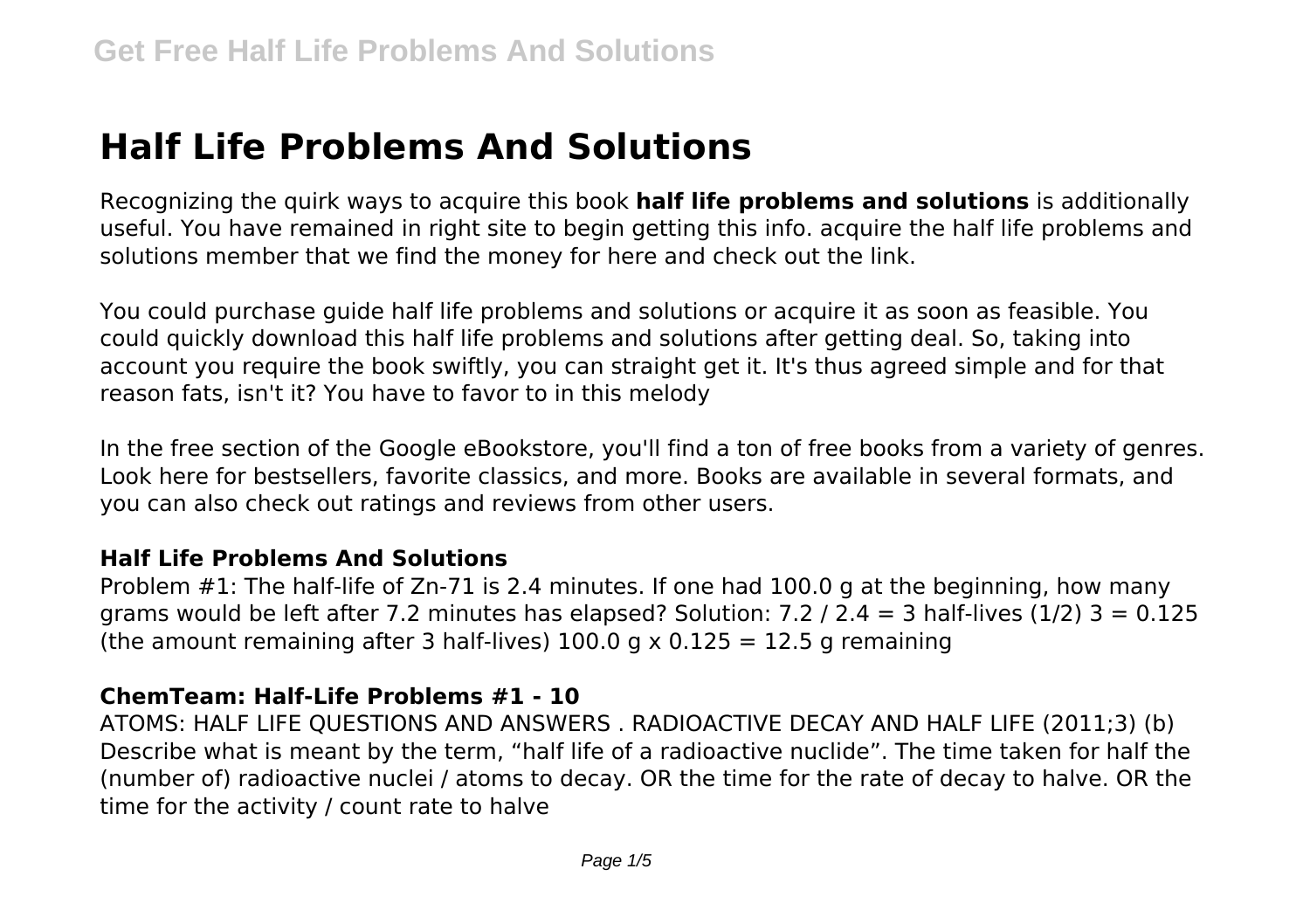# Half Life Problems And Solutions

Recognizing the quirk ways to acquire this book **half life problems and solutions** is additionally useful. You have remained in right site to begin getting this info. acquire the half life problems and solutions member that we find the money for here and check out the link.

You could purchase guide half life problems and solutions or acquire it as soon as feasible. You could quickly download this half life problems and solutions after getting deal. So, taking into account you require the book swiftly, you can straight get it. It's thus agreed simple and for that reason fats, isn't it? You have to favor to in this melody

In the free section of the Google eBookstore, you'll find a ton of free books from a variety of genres. Look here for bestsellers, favorite classics, and more. Books are available in several formats, and you can also check out ratings and reviews from other users.

## Half Life Problems And Solutions

Problem #1: The half-life of Zn-71 is 2.4 minutes. If one had 100.0 g at the beginning, how many grams would be left after 7.2 minutes has elapsed? Solution: 7.2 / 2.4 = 3 half-lives (1/2) 3 = 0.125 (the amount remaining after 3 half-lives) 100.0 g x 0.125 = 12.5 g remaining

## ChemTeam: Half-Life Problems #1 - 10

ATOMS: HALF LIFE QUESTIONS AND ANSWERS . RADIOACTIVE DECAY AND HALF LIFE (2011;3) (b) Describe what is meant by the term, "half life of a radioactive nuclide". The time taken for half the (number of) radioactive nuclei / atoms to decay. OR the time for the rate of decay to halve. OR the time for the activity / count rate to halve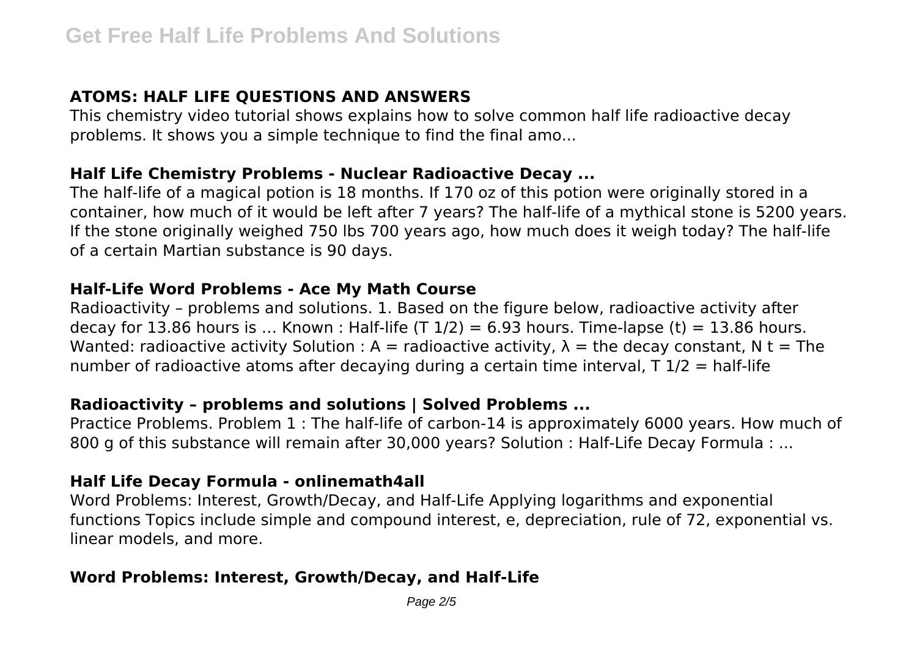### ATOMS: HALF LIFE QUESTIONS AND ANSWERS

This chemistry video tutorial shows explains how to solve common half life radioactive decay problems. It shows you a simple technique to find the final amo...

### Half Life Chemistry Problems - Nuclear Radioactive Decay ...

The half-life of a magical potion is 18 months. If 170 oz of this potion were originally stored in a container, how much of it would be left after 7 years? The half-life of a mythical stone is 5200 years. If the stone originally weighed 750 lbs 700 years ago, how much does it weigh today? The half-life of a certain Martian substance is 90 days.

### Half-Life Word Problems - Ace My Math Course

Radioactivity – problems and solutions. 1. Based on the figure below, radioactive activity after decay for 13.86 hours is … Known : Half-life ($T_{1/2}$) = 6.93 hours. Time-lapse ($t$) = 13.86 hours. Wanted: radioactive activity Solution : $A$ = radioactive activity, $\lambda$ = the decay constant, $N_t$ = The number of radioactive atoms after decaying during a certain time interval, $T_{1/2}$ = half-life

### Radioactivity – problems and solutions | Solved Problems ...

Practice Problems. Problem 1 : The half-life of carbon-14 is approximately 6000 years. How much of 800 g of this substance will remain after 30,000 years? Solution : Half-Life Decay Formula : ...

### Half Life Decay Formula - onlinemath4all

Word Problems: Interest, Growth/Decay, and Half-Life Applying logarithms and exponential functions Topics include simple and compound interest, e, depreciation, rule of 72, exponential vs. linear models, and more.

### Word Problems: Interest, Growth/Decay, and Half-Life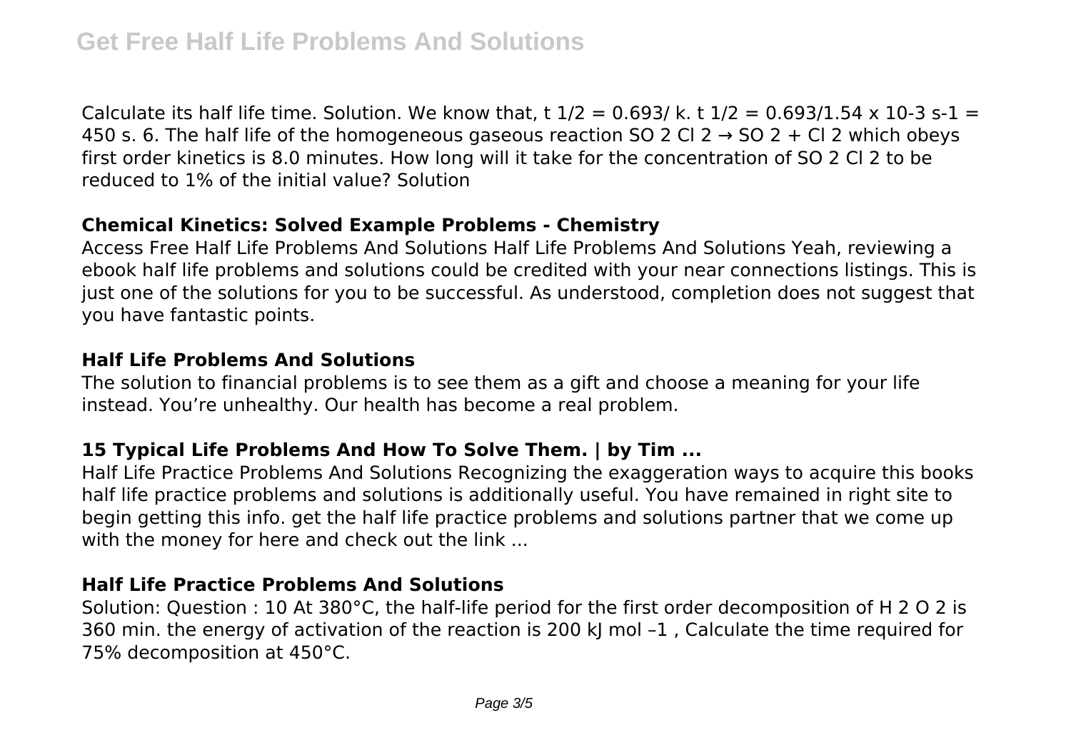Calculate its half life time. Solution. We know that, $t_{1/2} = 0.693/ k$. $t_{1/2} = 0.693/1.54 \times 10^{-3}\ s^{-1}$ = 450 s. 6. The half life of the homogeneous gaseous reaction $SO_2Cl_2 \rightarrow SO_2 + Cl_2$ which obeys first order kinetics is 8.0 minutes. How long will it take for the concentration of $SO_2Cl_2$ to be reduced to 1% of the initial value? Solution

### Chemical Kinetics: Solved Example Problems - Chemistry

Access Free Half Life Problems And Solutions Half Life Problems And Solutions Yeah, reviewing a ebook half life problems and solutions could be credited with your near connections listings. This is just one of the solutions for you to be successful. As understood, completion does not suggest that you have fantastic points.

### Half Life Problems And Solutions

The solution to financial problems is to see them as a gift and choose a meaning for your life instead. You're unhealthy. Our health has become a real problem.

### 15 Typical Life Problems And How To Solve Them. | by Tim ...

Half Life Practice Problems And Solutions Recognizing the exaggeration ways to acquire this books half life practice problems and solutions is additionally useful. You have remained in right site to begin getting this info. get the half life practice problems and solutions partner that we come up with the money for here and check out the link ...

### Half Life Practice Problems And Solutions

Solution: Question : 10 At 380°C, the half-life period for the first order decomposition of $H_2O_2$ is 360 min. the energy of activation of the reaction is 200 kJ $mol^{-1}$ , Calculate the time required for 75% decomposition at 450°C.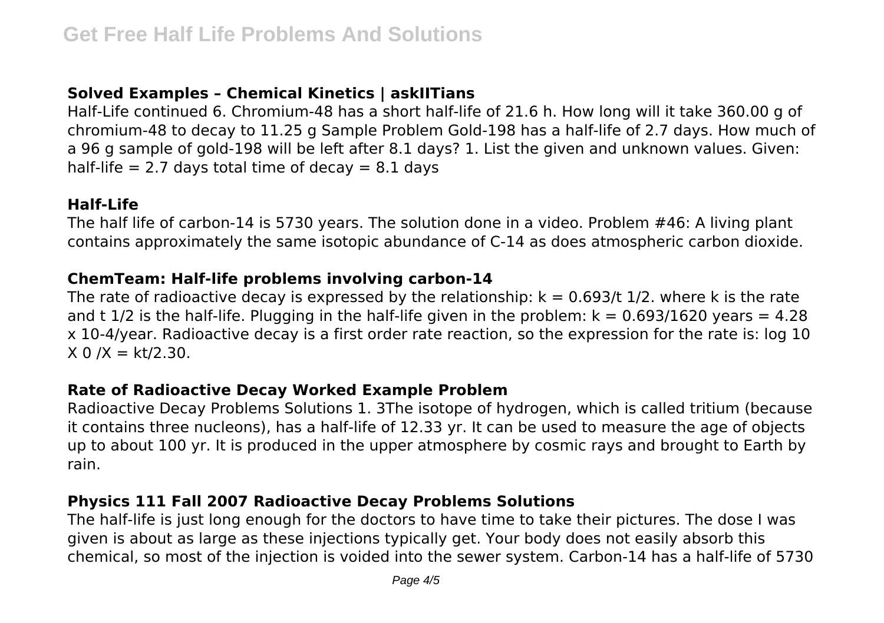### Solved Examples – Chemical Kinetics | askIITians

Half-Life continued 6. Chromium-48 has a short half-life of 21.6 h. How long will it take 360.00 g of chromium-48 to decay to 11.25 g Sample Problem Gold-198 has a half-life of 2.7 days. How much of a 96 g sample of gold-198 will be left after 8.1 days? 1. List the given and unknown values. Given: half-life = 2.7 days total time of decay = 8.1 days

### Half-Life

The half life of carbon-14 is 5730 years. The solution done in a video. Problem #46: A living plant contains approximately the same isotopic abundance of C-14 as does atmospheric carbon dioxide.

### ChemTeam: Half-life problems involving carbon-14

The rate of radioactive decay is expressed by the relationship: $k = 0.693/t_{1/2}$. where k is the rate and $t_{1/2}$ is the half-life. Plugging in the half-life given in the problem: $k = 0.693/1620$ years $= 4.28 \times 10^{-4}$/year. Radioactive decay is a first order rate reaction, so the expression for the rate is: $\log_{10} X_0/X = kt/2.30$.

### Rate of Radioactive Decay Worked Example Problem

Radioactive Decay Problems Solutions 1. 3The isotope of hydrogen, which is called tritium (because it contains three nucleons), has a half-life of 12.33 yr. It can be used to measure the age of objects up to about 100 yr. It is produced in the upper atmosphere by cosmic rays and brought to Earth by rain.

### Physics 111 Fall 2007 Radioactive Decay Problems Solutions

The half-life is just long enough for the doctors to have time to take their pictures. The dose I was given is about as large as these injections typically get. Your body does not easily absorb this chemical, so most of the injection is voided into the sewer system. Carbon-14 has a half-life of 5730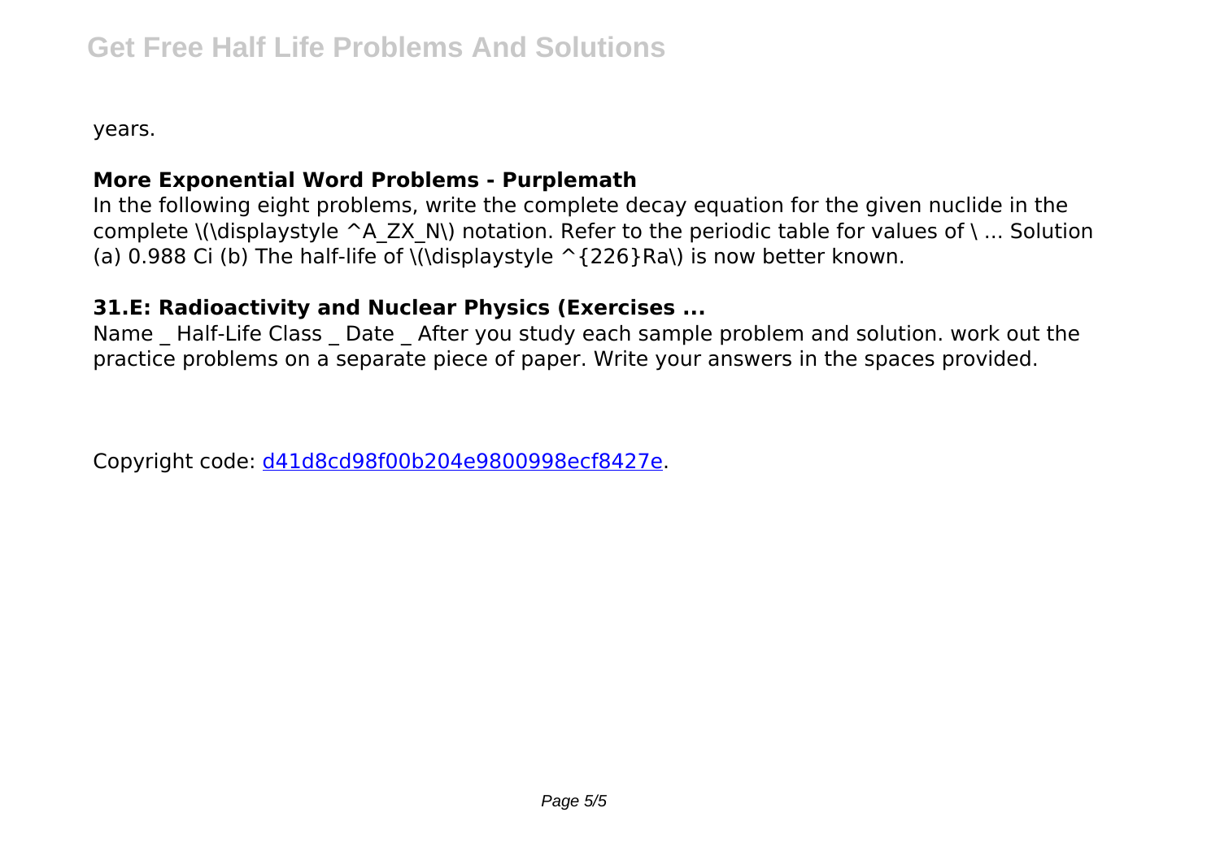years.

**More Exponential Word Problems - Purplemath**

In the following eight problems, write the complete decay equation for the given nuclide in the complete \(\displaystyle ^A_ZX_N\) notation. Refer to the periodic table for values of \ ... Solution (a) 0.988 Ci (b) The half-life of \(\displaystyle ^{226}Ra\) is now better known.

**31.E: Radioactivity and Nuclear Physics (Exercises ...**

Name _ Half-Life Class _ Date _ After you study each sample problem and solution. work out the practice problems on a separate piece of paper. Write your answers in the spaces provided.

Copyright code: d41d8cd98f00b204e9800998ecf8427e.